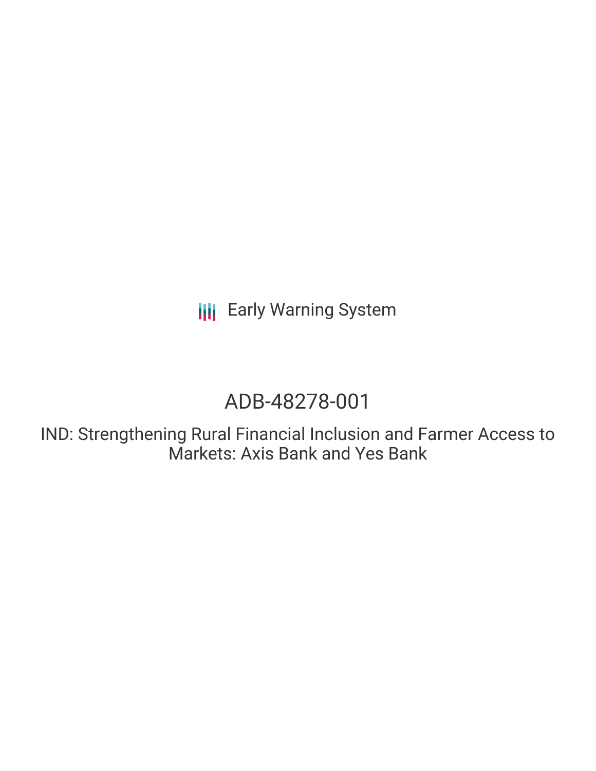Early Warning System

# ADB-48278-001

## IND: Strengthening Rural Financial Inclusion and Farmer Access to Markets: Axis Bank and Yes Bank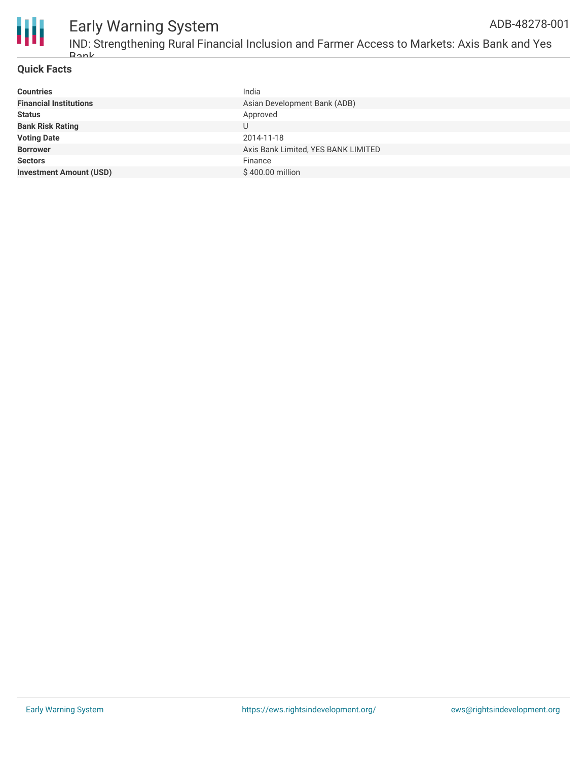## Quick Facts

| | |
|---|---|
| **Countries** | India |
| **Financial Institutions** | Asian Development Bank (ADB) |
| **Status** | Approved |
| **Bank Risk Rating** | U |
| **Voting Date** | 2014-11-18 |
| **Borrower** | Axis Bank Limited, YES BANK LIMITED |
| **Sectors** | Finance |
| **Investment Amount (USD)** | $ 400.00 million |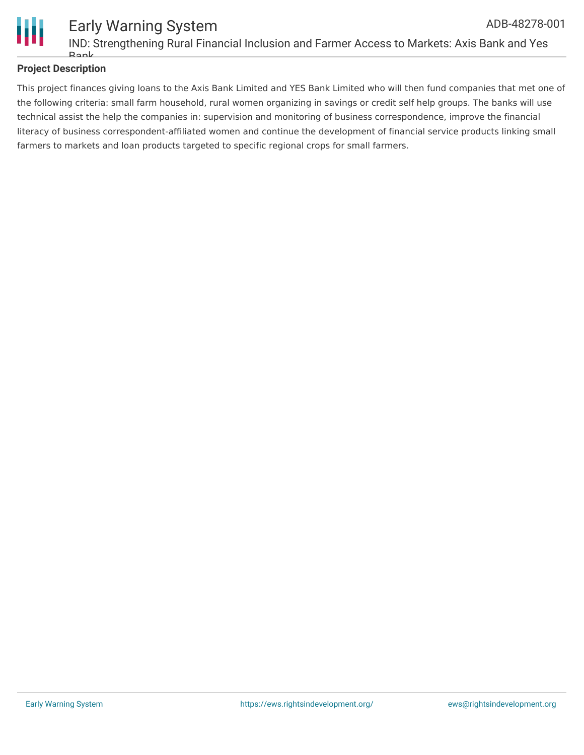## Project Description

This project finances giving loans to the Axis Bank Limited and YES Bank Limited who will then fund companies that met one of the following criteria: small farm household, rural women organizing in savings or credit self help groups. The banks will use technical assist the help the companies in: supervision and monitoring of business correspondence, improve the financial literacy of business correspondent-affiliated women and continue the development of financial service products linking small farmers to markets and loan products targeted to specific regional crops for small farmers.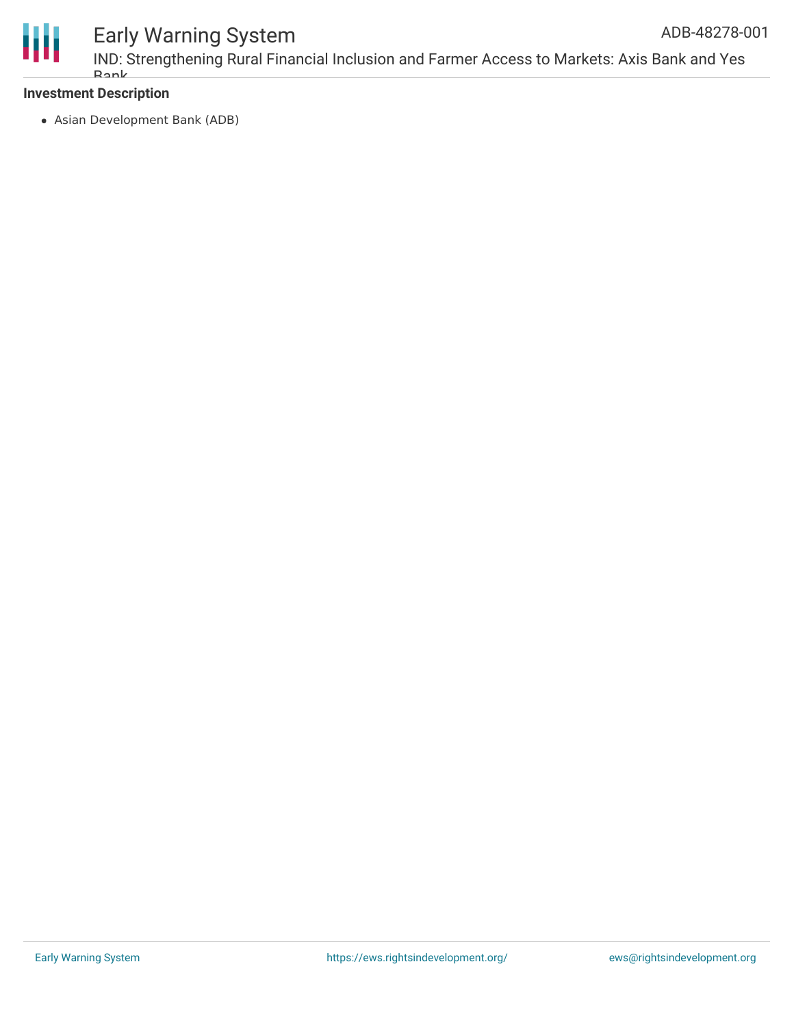**Investment Description**

- Asian Development Bank (ADB)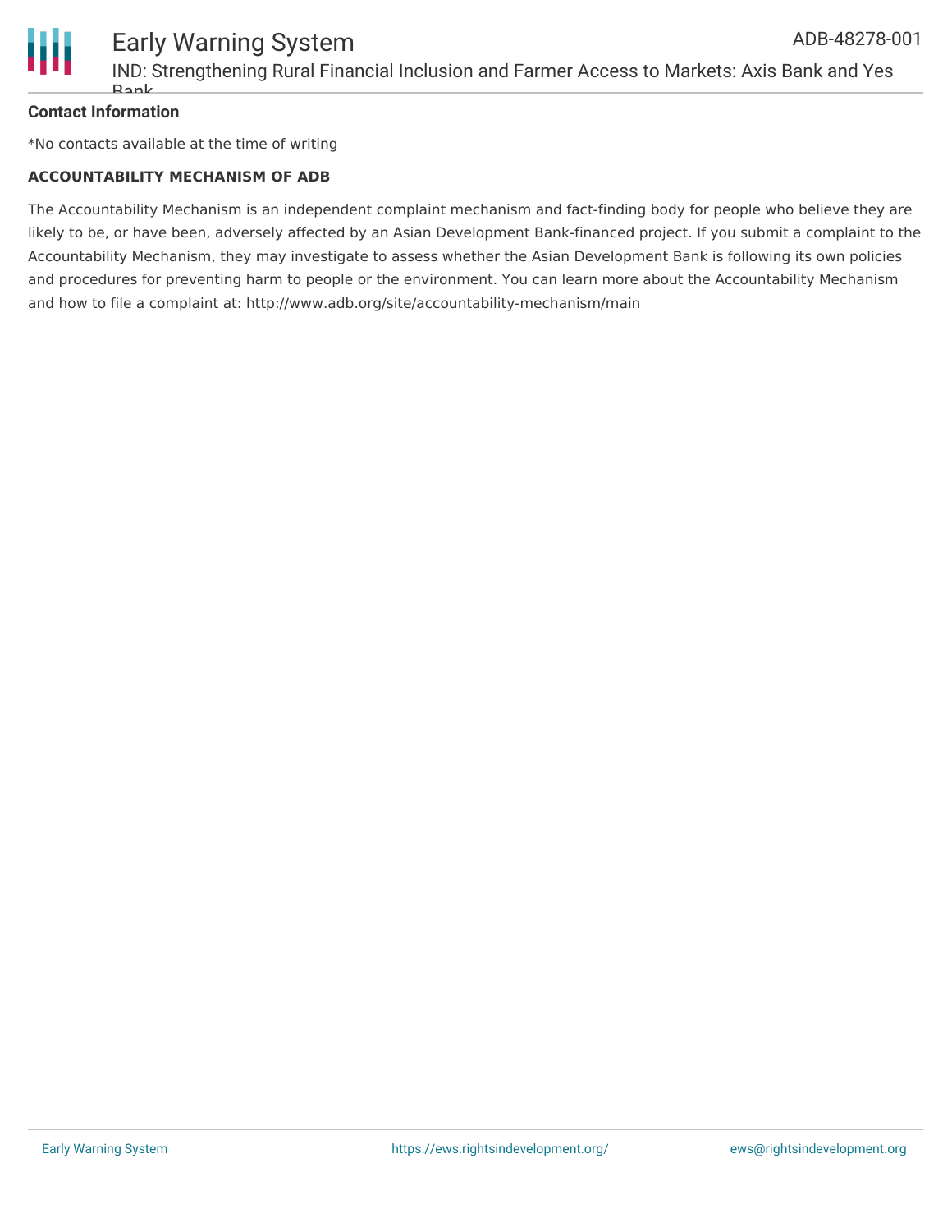**Contact Information**

*No contacts available at the time of writing

**ACCOUNTABILITY MECHANISM OF ADB**

The Accountability Mechanism is an independent complaint mechanism and fact-finding body for people who believe they are likely to be, or have been, adversely affected by an Asian Development Bank-financed project. If you submit a complaint to the Accountability Mechanism, they may investigate to assess whether the Asian Development Bank is following its own policies and procedures for preventing harm to people or the environment. You can learn more about the Accountability Mechanism and how to file a complaint at: http://www.adb.org/site/accountability-mechanism/main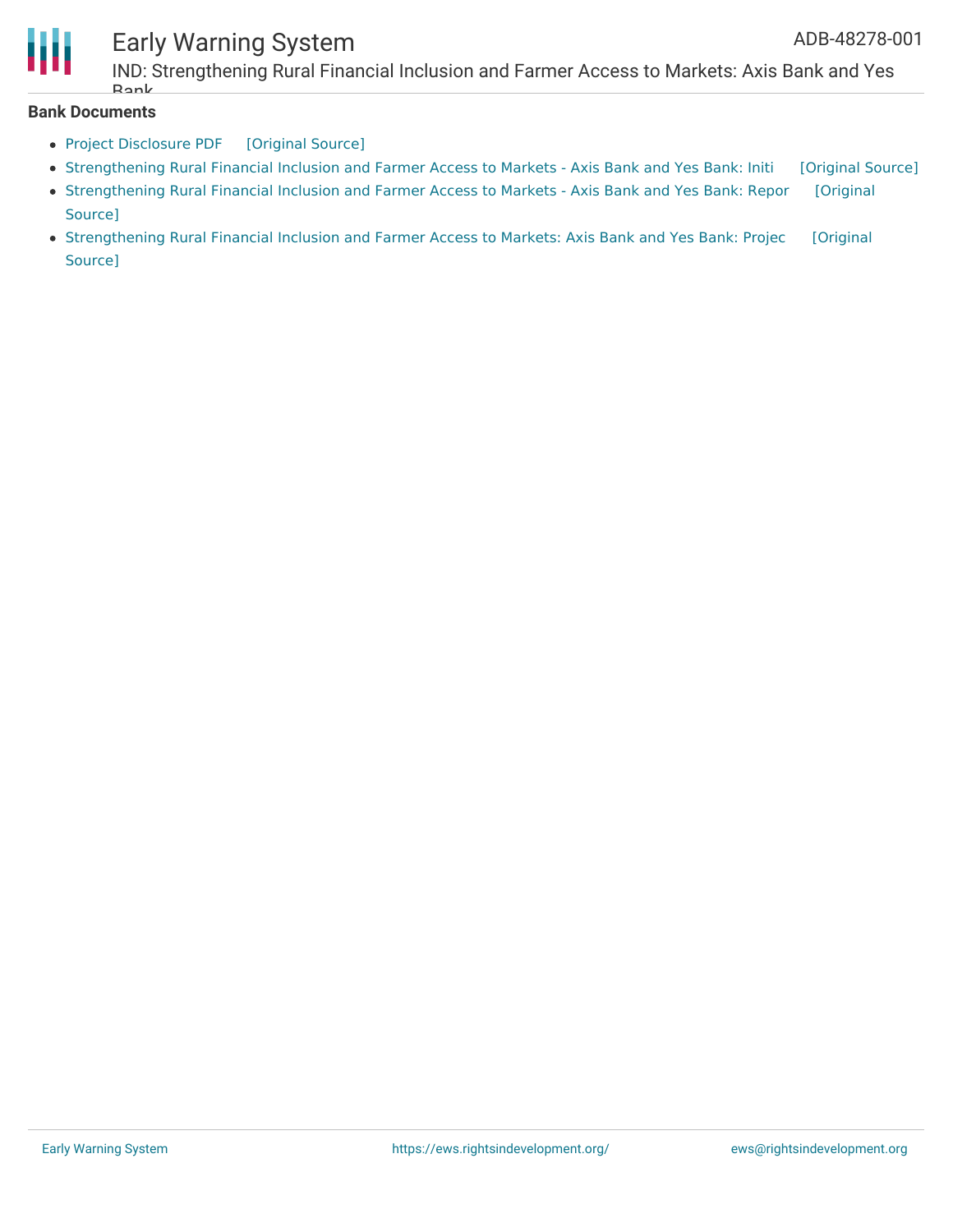**Bank Documents**

- Project Disclosure PDF [Original Source]
- Strengthening Rural Financial Inclusion and Farmer Access to Markets - Axis Bank and Yes Bank: Initi [Original Source]
- Strengthening Rural Financial Inclusion and Farmer Access to Markets - Axis Bank and Yes Bank: Repor [Original Source]
- Strengthening Rural Financial Inclusion and Farmer Access to Markets: Axis Bank and Yes Bank: Projec [Original Source]